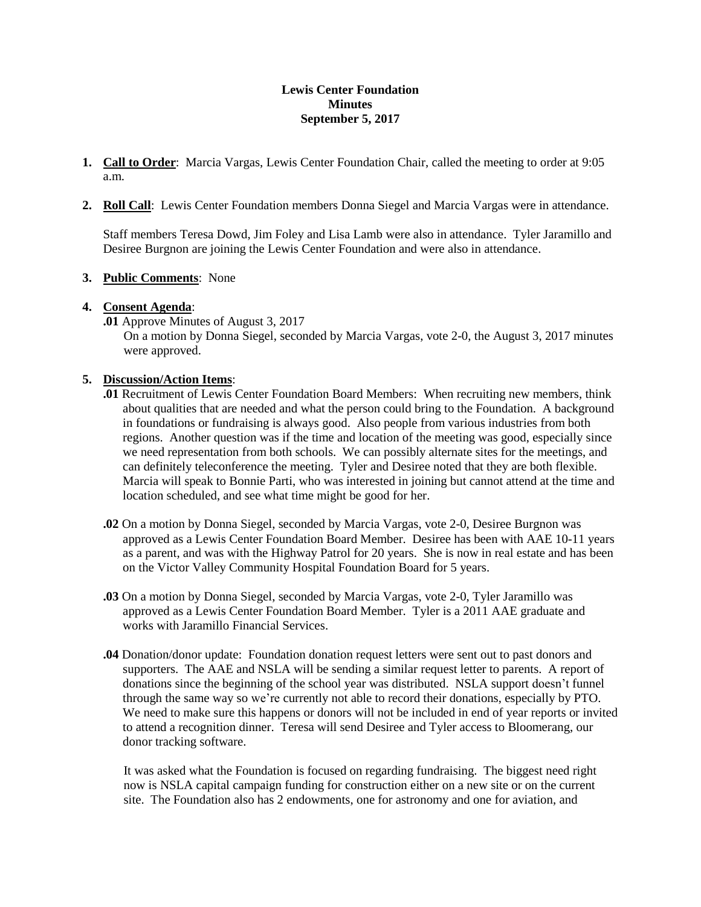# Lewis Center Foundation
## Minutes
### September 5, 2017

1. **Call to Order**: Marcia Vargas, Lewis Center Foundation Chair, called the meeting to order at 9:05 a.m.

2. **Roll Call**: Lewis Center Foundation members Donna Siegel and Marcia Vargas were in attendance.

   Staff members Teresa Dowd, Jim Foley and Lisa Lamb were also in attendance. Tyler Jaramillo and Desiree Burgnon are joining the Lewis Center Foundation and were also in attendance.

3. **Public Comments**: None

4. **Consent Agenda**:

   **.01** Approve Minutes of August 3, 2017
   On a motion by Donna Siegel, seconded by Marcia Vargas, vote 2-0, the August 3, 2017 minutes were approved.

5. **Discussion/Action Items**:

   **.01** Recruitment of Lewis Center Foundation Board Members: When recruiting new members, think about qualities that are needed and what the person could bring to the Foundation. A background in foundations or fundraising is always good. Also people from various industries from both regions. Another question was if the time and location of the meeting was good, especially since we need representation from both schools. We can possibly alternate sites for the meetings, and can definitely teleconference the meeting. Tyler and Desiree noted that they are both flexible. Marcia will speak to Bonnie Parti, who was interested in joining but cannot attend at the time and location scheduled, and see what time might be good for her.

   **.02** On a motion by Donna Siegel, seconded by Marcia Vargas, vote 2-0, Desiree Burgnon was approved as a Lewis Center Foundation Board Member. Desiree has been with AAE 10-11 years as a parent, and was with the Highway Patrol for 20 years. She is now in real estate and has been on the Victor Valley Community Hospital Foundation Board for 5 years.

   **.03** On a motion by Donna Siegel, seconded by Marcia Vargas, vote 2-0, Tyler Jaramillo was approved as a Lewis Center Foundation Board Member. Tyler is a 2011 AAE graduate and works with Jaramillo Financial Services.

   **.04** Donation/donor update: Foundation donation request letters were sent out to past donors and supporters. The AAE and NSLA will be sending a similar request letter to parents. A report of donations since the beginning of the school year was distributed. NSLA support doesn't funnel through the same way so we're currently not able to record their donations, especially by PTO. We need to make sure this happens or donors will not be included in end of year reports or invited to attend a recognition dinner. Teresa will send Desiree and Tyler access to Bloomerang, our donor tracking software.

   It was asked what the Foundation is focused on regarding fundraising. The biggest need right now is NSLA capital campaign funding for construction either on a new site or on the current site. The Foundation also has 2 endowments, one for astronomy and one for aviation, and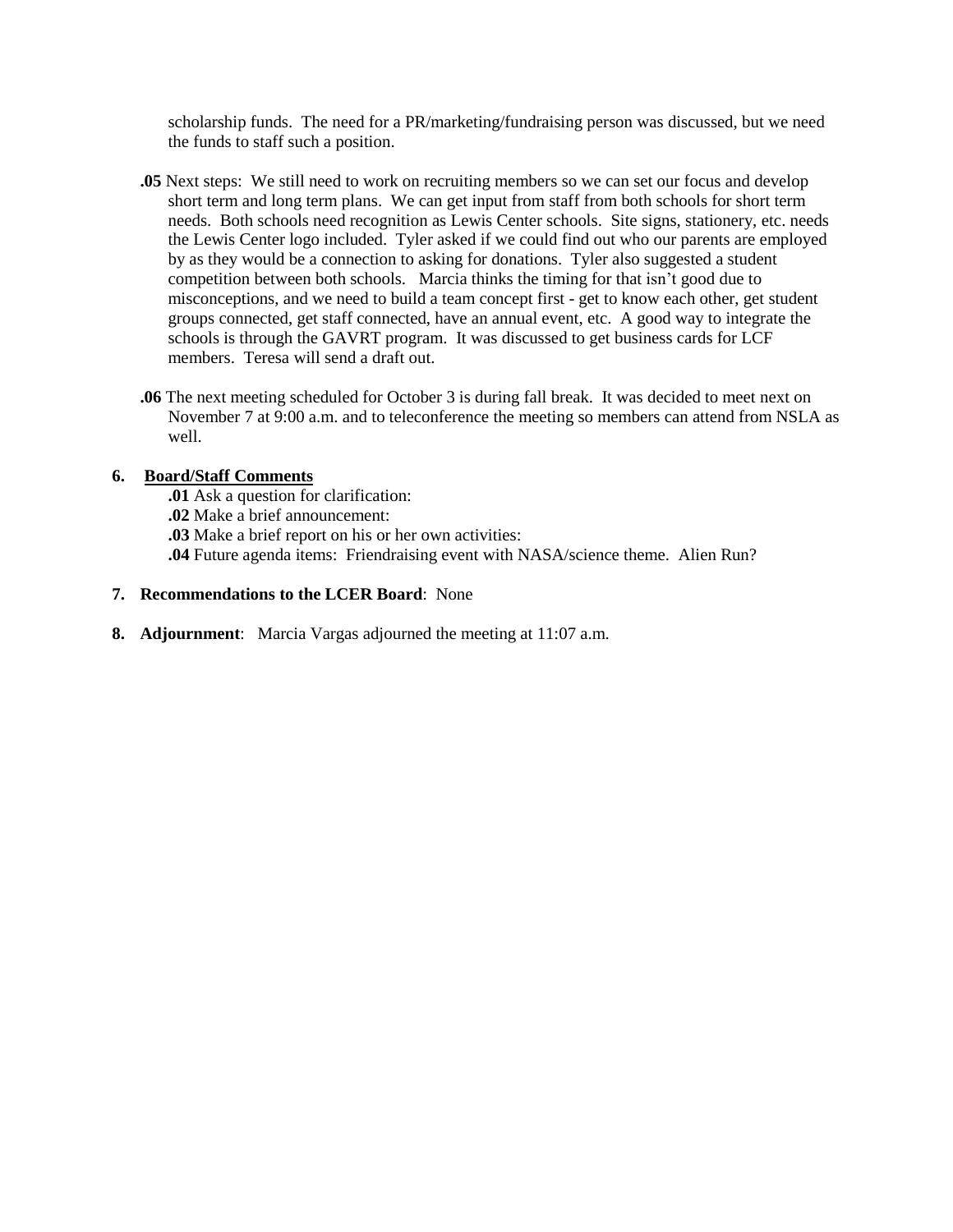scholarship funds. The need for a PR/marketing/fundraising person was discussed, but we need the funds to staff such a position.

**.05** Next steps: We still need to work on recruiting members so we can set our focus and develop short term and long term plans. We can get input from staff from both schools for short term needs. Both schools need recognition as Lewis Center schools. Site signs, stationery, etc. needs the Lewis Center logo included. Tyler asked if we could find out who our parents are employed by as they would be a connection to asking for donations. Tyler also suggested a student competition between both schools. Marcia thinks the timing for that isn't good due to misconceptions, and we need to build a team concept first - get to know each other, get student groups connected, get staff connected, have an annual event, etc. A good way to integrate the schools is through the GAVRT program. It was discussed to get business cards for LCF members. Teresa will send a draft out.

**.06** The next meeting scheduled for October 3 is during fall break. It was decided to meet next on November 7 at 9:00 a.m. and to teleconference the meeting so members can attend from NSLA as well.

**6. <u>Board/Staff Comments</u>**

**.01** Ask a question for clarification:
**.02** Make a brief announcement:
**.03** Make a brief report on his or her own activities:
**.04** Future agenda items: Friendraising event with NASA/science theme. Alien Run?

**7. Recommendations to the LCER Board**: None

**8. Adjournment**: Marcia Vargas adjourned the meeting at 11:07 a.m.